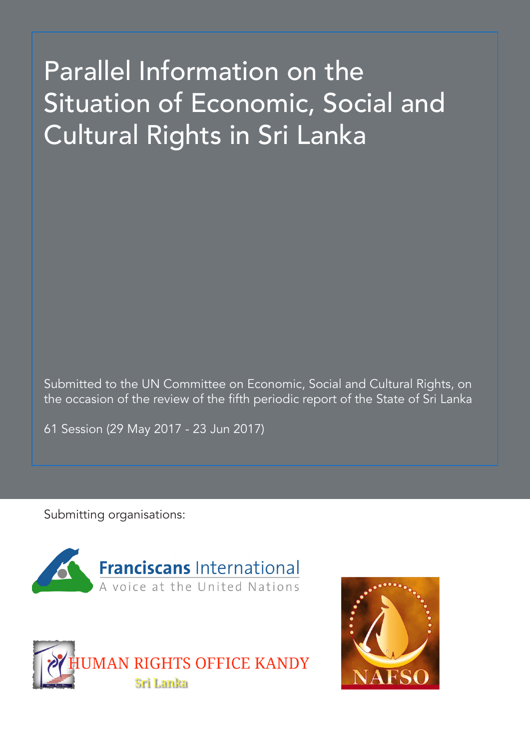# Parallel Information on the Situation of Economic, Social and Cultural Rights in Sri Lanka

Submitted to the UN Committee on Economic, Social and Cultural Rights, on the occasion of the review of the fifth periodic report of the State of Sri Lanka

61 Session (29 May 2017 - 23 Jun 2017)

Submitting organisations:

Franciscans International
A voice at the United Nations

HUMAN RIGHTS OFFICE KANDY
Sri Lanka

NAFSO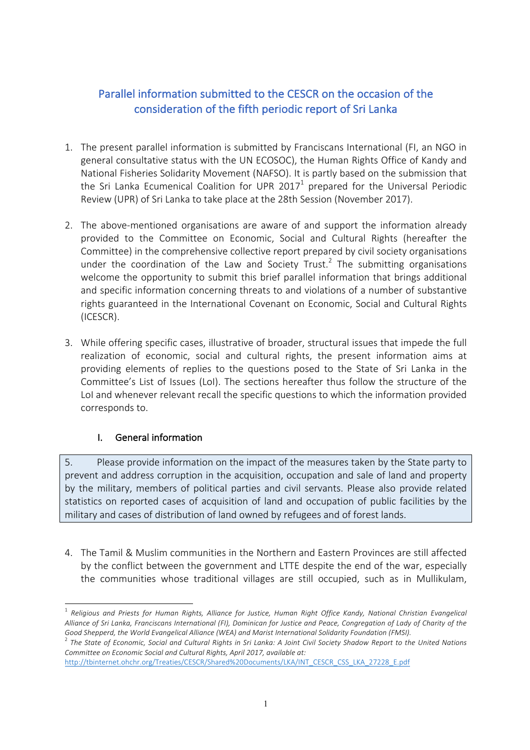## Parallel information submitted to the CESCR on the occasion of the consideration of the fifth periodic report of Sri Lanka

1. The present parallel information is submitted by Franciscans International (FI, an NGO in general consultative status with the UN ECOSOC), the Human Rights Office of Kandy and National Fisheries Solidarity Movement (NAFSO). It is partly based on the submission that the Sri Lanka Ecumenical Coalition for UPR 2017[1] prepared for the Universal Periodic Review (UPR) of Sri Lanka to take place at the 28th Session (November 2017).

2. The above-mentioned organisations are aware of and support the information already provided to the Committee on Economic, Social and Cultural Rights (hereafter the Committee) in the comprehensive collective report prepared by civil society organisations under the coordination of the Law and Society Trust.[2] The submitting organisations welcome the opportunity to submit this brief parallel information that brings additional and specific information concerning threats to and violations of a number of substantive rights guaranteed in the International Covenant on Economic, Social and Cultural Rights (ICESCR).

3. While offering specific cases, illustrative of broader, structural issues that impede the full realization of economic, social and cultural rights, the present information aims at providing elements of replies to the questions posed to the State of Sri Lanka in the Committee's List of Issues (LoI). The sections hereafter thus follow the structure of the LoI and whenever relevant recall the specific questions to which the information provided corresponds to.

### I. General information

> 5. Please provide information on the impact of the measures taken by the State party to prevent and address corruption in the acquisition, occupation and sale of land and property by the military, members of political parties and civil servants. Please also provide related statistics on reported cases of acquisition of land and occupation of public facilities by the military and cases of distribution of land owned by refugees and of forest lands.

4. The Tamil & Muslim communities in the Northern and Eastern Provinces are still affected by the conflict between the government and LTTE despite the end of the war, especially the communities whose traditional villages are still occupied, such as in Mullikulam,

---

[1] *Religious and Priests for Human Rights, Alliance for Justice, Human Right Office Kandy, National Christian Evangelical Alliance of Sri Lanka, Franciscans International (FI), Dominican for Justice and Peace, Congregation of Lady of Charity of the Good Shepperd, the World Evangelical Alliance (WEA) and Marist International Solidarity Foundation (FMSI).*

[2] *The State of Economic, Social and Cultural Rights in Sri Lanka: A Joint Civil Society Shadow Report to the United Nations Committee on Economic Social and Cultural Rights, April 2017, available at:* http://tbinternet.ohchr.org/Treaties/CESCR/Shared%20Documents/LKA/INT_CESCR_CSS_LKA_27228_E.pdf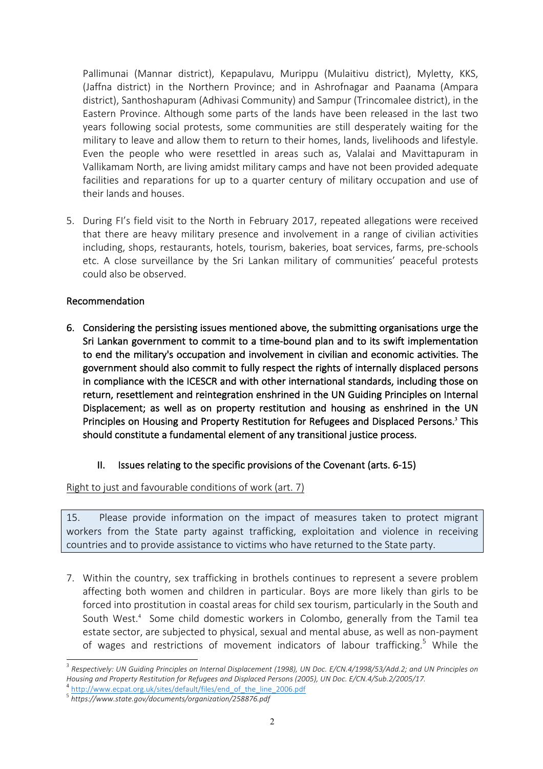Pallimunai (Mannar district), Kepapulavu, Murippu (Mulaitivu district), Myletty, KKS, (Jaffna district) in the Northern Province; and in Ashrofnagar and Paanama (Ampara district), Santhoshapuram (Adhivasi Community) and Sampur (Trincomalee district), in the Eastern Province. Although some parts of the lands have been released in the last two years following social protests, some communities are still desperately waiting for the military to leave and allow them to return to their homes, lands, livelihoods and lifestyle. Even the people who were resettled in areas such as, Valalai and Mavittapuram in Vallikamam North, are living amidst military camps and have not been provided adequate facilities and reparations for up to a quarter century of military occupation and use of their lands and houses.

5. During FI's field visit to the North in February 2017, repeated allegations were received that there are heavy military presence and involvement in a range of civilian activities including, shops, restaurants, hotels, tourism, bakeries, boat services, farms, pre-schools etc. A close surveillance by the Sri Lankan military of communities' peaceful protests could also be observed.

**Recommendation**

6. **Considering the persisting issues mentioned above, the submitting organisations urge the Sri Lankan government to commit to a time-bound plan and to its swift implementation to end the military's occupation and involvement in civilian and economic activities. The government should also commit to fully respect the rights of internally displaced persons in compliance with the ICESCR and with other international standards, including those on return, resettlement and reintegration enshrined in the UN Guiding Principles on Internal Displacement; as well as on property restitution and housing as enshrined in the UN Principles on Housing and Property Restitution for Refugees and Displaced Persons.[3] This should constitute a fundamental element of any transitional justice process.**

## II. Issues relating to the specific provisions of the Covenant (arts. 6-15)

Right to just and favourable conditions of work (art. 7)

| 15. Please provide information on the impact of measures taken to protect migrant workers from the State party against trafficking, exploitation and violence in receiving countries and to provide assistance to victims who have returned to the State party. |
|---|

7. Within the country, sex trafficking in brothels continues to represent a severe problem affecting both women and children in particular. Boys are more likely than girls to be forced into prostitution in coastal areas for child sex tourism, particularly in the South and South West.[4] Some child domestic workers in Colombo, generally from the Tamil tea estate sector, are subjected to physical, sexual and mental abuse, as well as non-payment of wages and restrictions of movement indicators of labour trafficking.[5] While the

---

[3] *Respectively: UN Guiding Principles on Internal Displacement (1998), UN Doc. E/CN.4/1998/53/Add.2; and UN Principles on Housing and Property Restitution for Refugees and Displaced Persons (2005), UN Doc. E/CN.4/Sub.2/2005/17.*

[4] http://www.ecpat.org.uk/sites/default/files/end_of_the_line_2006.pdf

[5] *https://www.state.gov/documents/organization/258876.pdf*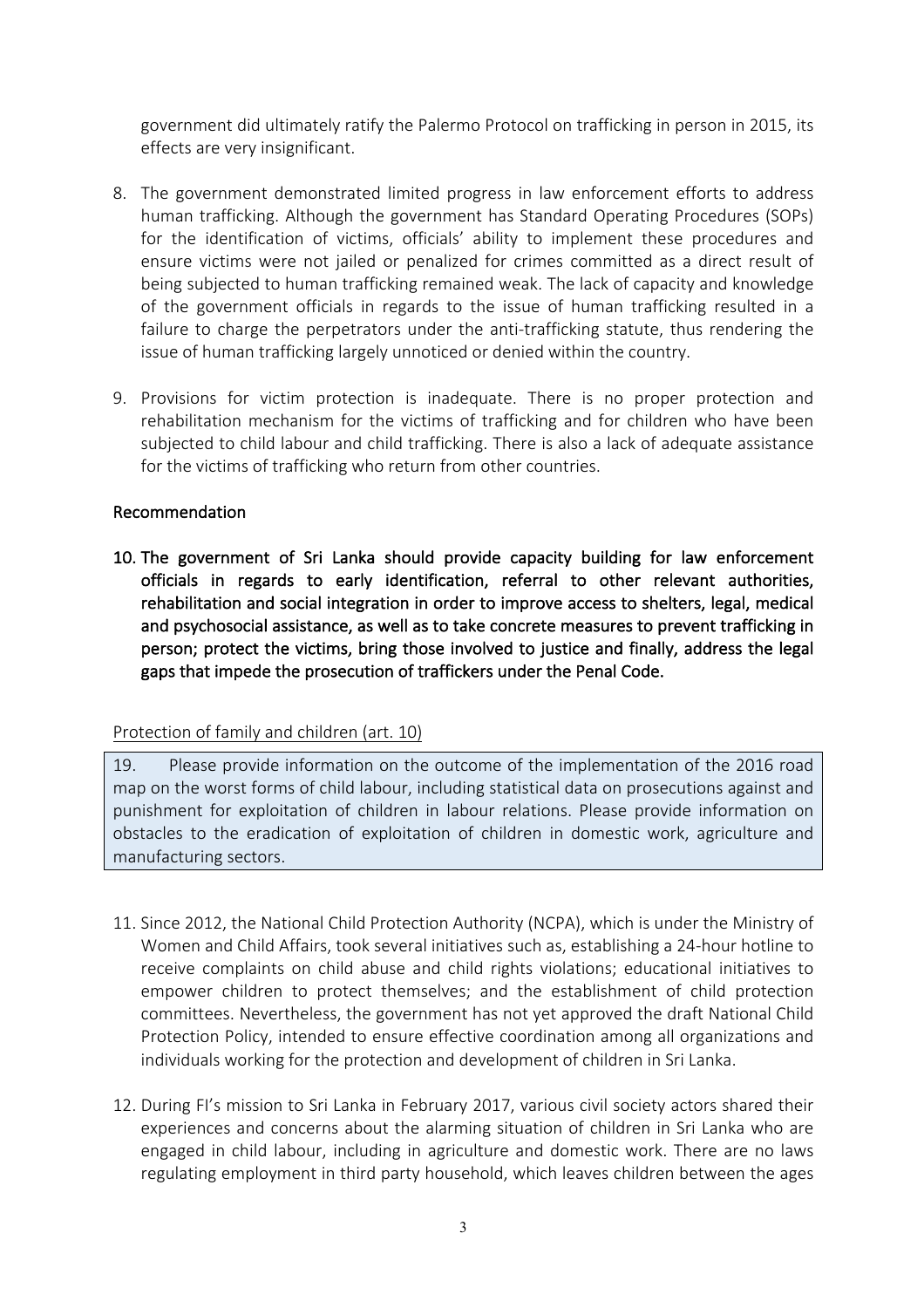government did ultimately ratify the Palermo Protocol on trafficking in person in 2015, its effects are very insignificant.

8. The government demonstrated limited progress in law enforcement efforts to address human trafficking. Although the government has Standard Operating Procedures (SOPs) for the identification of victims, officials' ability to implement these procedures and ensure victims were not jailed or penalized for crimes committed as a direct result of being subjected to human trafficking remained weak. The lack of capacity and knowledge of the government officials in regards to the issue of human trafficking resulted in a failure to charge the perpetrators under the anti-trafficking statute, thus rendering the issue of human trafficking largely unnoticed or denied within the country.

9. Provisions for victim protection is inadequate. There is no proper protection and rehabilitation mechanism for the victims of trafficking and for children who have been subjected to child labour and child trafficking. There is also a lack of adequate assistance for the victims of trafficking who return from other countries.

Recommendation

10. **The government of Sri Lanka should provide capacity building for law enforcement officials in regards to early identification, referral to other relevant authorities, rehabilitation and social integration in order to improve access to shelters, legal, medical and psychosocial assistance, as well as to take concrete measures to prevent trafficking in person; protect the victims, bring those involved to justice and finally, address the legal gaps that impede the prosecution of traffickers under the Penal Code.**

Protection of family and children (art. 10)

> 19. Please provide information on the outcome of the implementation of the 2016 road map on the worst forms of child labour, including statistical data on prosecutions against and punishment for exploitation of children in labour relations. Please provide information on obstacles to the eradication of exploitation of children in domestic work, agriculture and manufacturing sectors.

11. Since 2012, the National Child Protection Authority (NCPA), which is under the Ministry of Women and Child Affairs, took several initiatives such as, establishing a 24-hour hotline to receive complaints on child abuse and child rights violations; educational initiatives to empower children to protect themselves; and the establishment of child protection committees. Nevertheless, the government has not yet approved the draft National Child Protection Policy, intended to ensure effective coordination among all organizations and individuals working for the protection and development of children in Sri Lanka.

12. During FI's mission to Sri Lanka in February 2017, various civil society actors shared their experiences and concerns about the alarming situation of children in Sri Lanka who are engaged in child labour, including in agriculture and domestic work. There are no laws regulating employment in third party household, which leaves children between the ages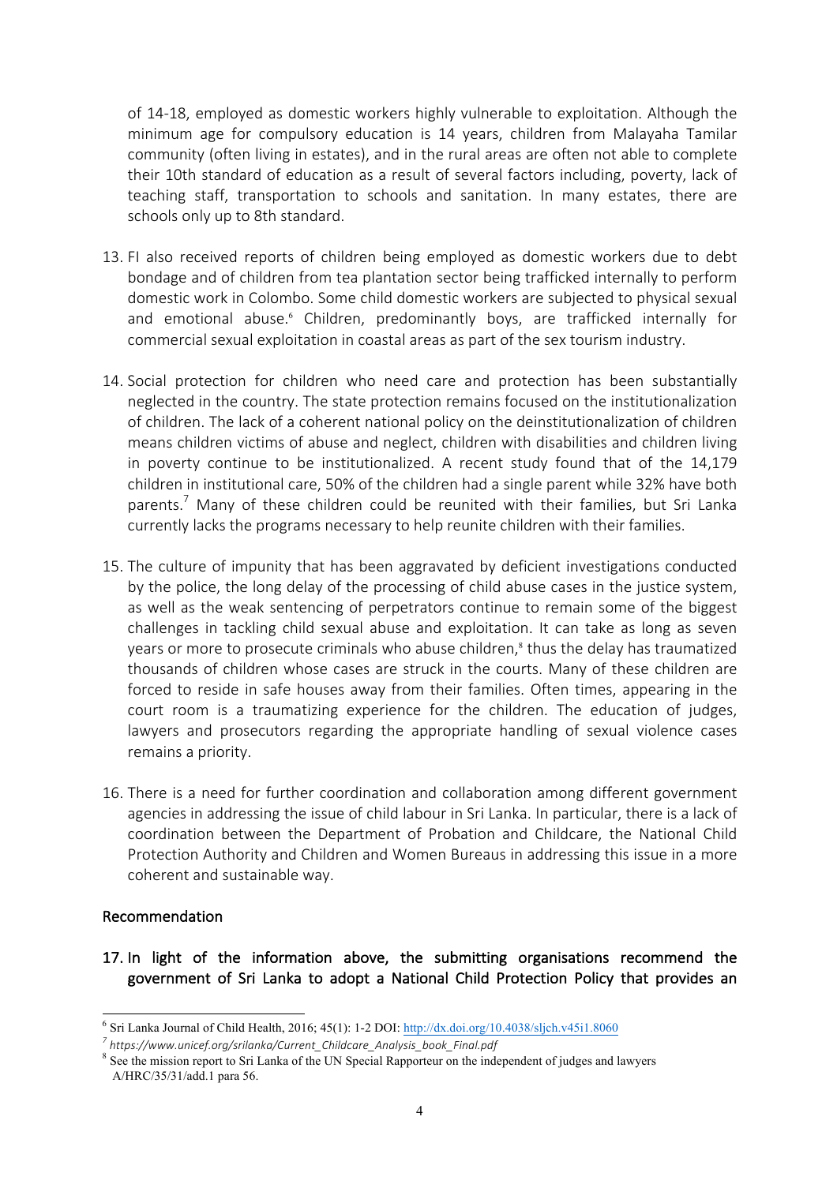of 14-18, employed as domestic workers highly vulnerable to exploitation. Although the minimum age for compulsory education is 14 years, children from Malayaha Tamilar community (often living in estates), and in the rural areas are often not able to complete their 10th standard of education as a result of several factors including, poverty, lack of teaching staff, transportation to schools and sanitation. In many estates, there are schools only up to 8th standard.

13. FI also received reports of children being employed as domestic workers due to debt bondage and of children from tea plantation sector being trafficked internally to perform domestic work in Colombo. Some child domestic workers are subjected to physical sexual and emotional abuse.[6] Children, predominantly boys, are trafficked internally for commercial sexual exploitation in coastal areas as part of the sex tourism industry.

14. Social protection for children who need care and protection has been substantially neglected in the country. The state protection remains focused on the institutionalization of children. The lack of a coherent national policy on the deinstitutionalization of children means children victims of abuse and neglect, children with disabilities and children living in poverty continue to be institutionalized. A recent study found that of the 14,179 children in institutional care, 50% of the children had a single parent while 32% have both parents.[7] Many of these children could be reunited with their families, but Sri Lanka currently lacks the programs necessary to help reunite children with their families.

15. The culture of impunity that has been aggravated by deficient investigations conducted by the police, the long delay of the processing of child abuse cases in the justice system, as well as the weak sentencing of perpetrators continue to remain some of the biggest challenges in tackling child sexual abuse and exploitation. It can take as long as seven years or more to prosecute criminals who abuse children,[8] thus the delay has traumatized thousands of children whose cases are struck in the courts. Many of these children are forced to reside in safe houses away from their families. Often times, appearing in the court room is a traumatizing experience for the children. The education of judges, lawyers and prosecutors regarding the appropriate handling of sexual violence cases remains a priority.

16. There is a need for further coordination and collaboration among different government agencies in addressing the issue of child labour in Sri Lanka. In particular, there is a lack of coordination between the Department of Probation and Childcare, the National Child Protection Authority and Children and Women Bureaus in addressing this issue in a more coherent and sustainable way.

## Recommendation

17. **In light of the information above, the submitting organisations recommend the government of Sri Lanka to adopt a National Child Protection Policy that provides an**

---

[6] Sri Lanka Journal of Child Health, 2016; 45(1): 1-2 DOI: http://dx.doi.org/10.4038/sljch.v45i1.8060

[7] *https://www.unicef.org/srilanka/Current_Childcare_Analysis_book_Final.pdf*

[8] See the mission report to Sri Lanka of the UN Special Rapporteur on the independent of judges and lawyers A/HRC/35/31/add.1 para 56.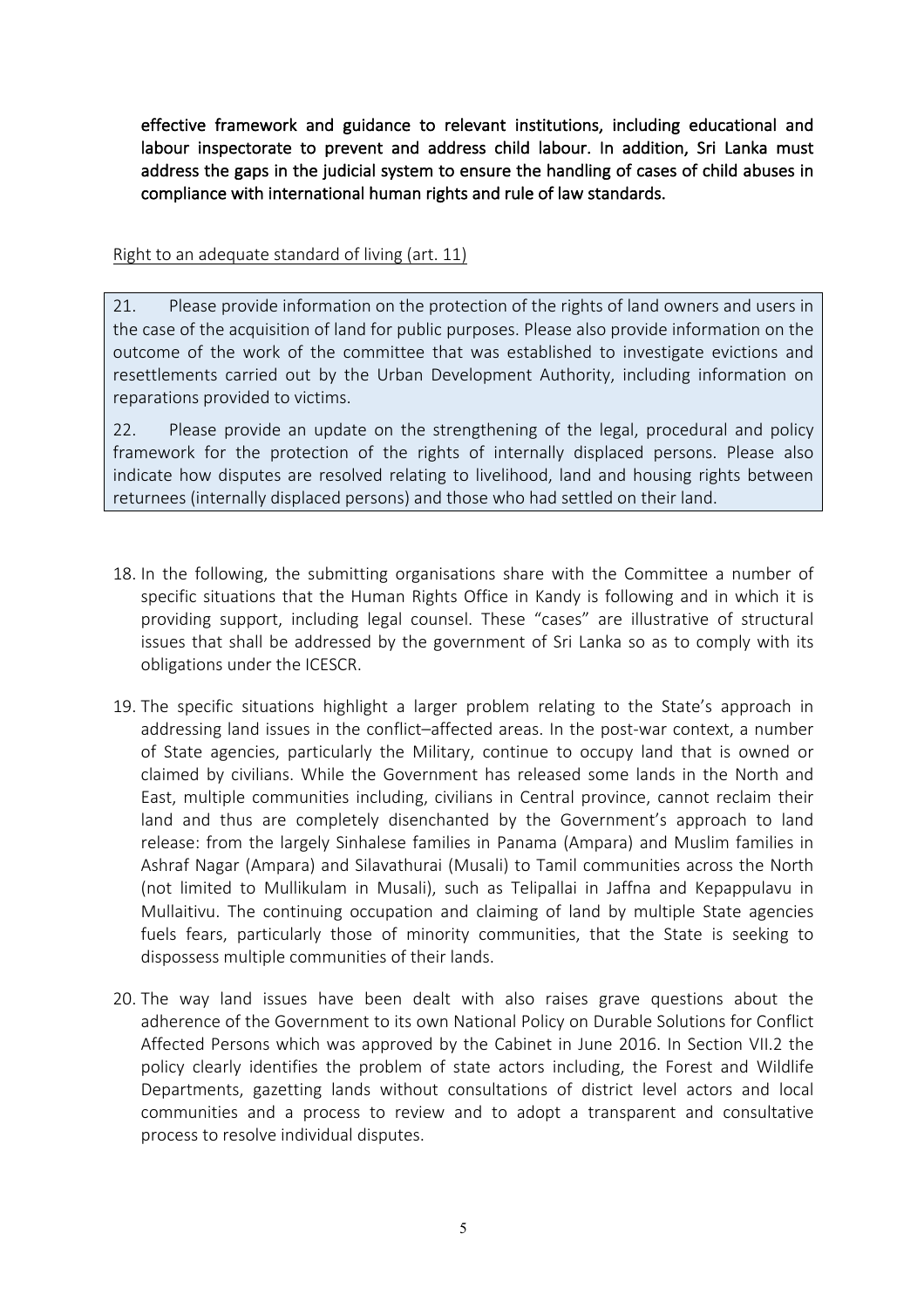**effective framework and guidance to relevant institutions, including educational and labour inspectorate to prevent and address child labour. In addition, Sri Lanka must address the gaps in the judicial system to ensure the handling of cases of child abuses in compliance with international human rights and rule of law standards.**

Right to an adequate standard of living (art. 11)

> 21. Please provide information on the protection of the rights of land owners and users in the case of the acquisition of land for public purposes. Please also provide information on the outcome of the work of the committee that was established to investigate evictions and resettlements carried out by the Urban Development Authority, including information on reparations provided to victims.
>
> 22. Please provide an update on the strengthening of the legal, procedural and policy framework for the protection of the rights of internally displaced persons. Please also indicate how disputes are resolved relating to livelihood, land and housing rights between returnees (internally displaced persons) and those who had settled on their land.

18. In the following, the submitting organisations share with the Committee a number of specific situations that the Human Rights Office in Kandy is following and in which it is providing support, including legal counsel. These "cases" are illustrative of structural issues that shall be addressed by the government of Sri Lanka so as to comply with its obligations under the ICESCR.

19. The specific situations highlight a larger problem relating to the State's approach in addressing land issues in the conflict–affected areas. In the post-war context, a number of State agencies, particularly the Military, continue to occupy land that is owned or claimed by civilians. While the Government has released some lands in the North and East, multiple communities including, civilians in Central province, cannot reclaim their land and thus are completely disenchanted by the Government's approach to land release: from the largely Sinhalese families in Panama (Ampara) and Muslim families in Ashraf Nagar (Ampara) and Silavathurai (Musali) to Tamil communities across the North (not limited to Mullikulam in Musali), such as Telipallai in Jaffna and Kepappulavu in Mullaitivu. The continuing occupation and claiming of land by multiple State agencies fuels fears, particularly those of minority communities, that the State is seeking to dispossess multiple communities of their lands.

20. The way land issues have been dealt with also raises grave questions about the adherence of the Government to its own National Policy on Durable Solutions for Conflict Affected Persons which was approved by the Cabinet in June 2016. In Section VII.2 the policy clearly identifies the problem of state actors including, the Forest and Wildlife Departments, gazetting lands without consultations of district level actors and local communities and a process to review and to adopt a transparent and consultative process to resolve individual disputes.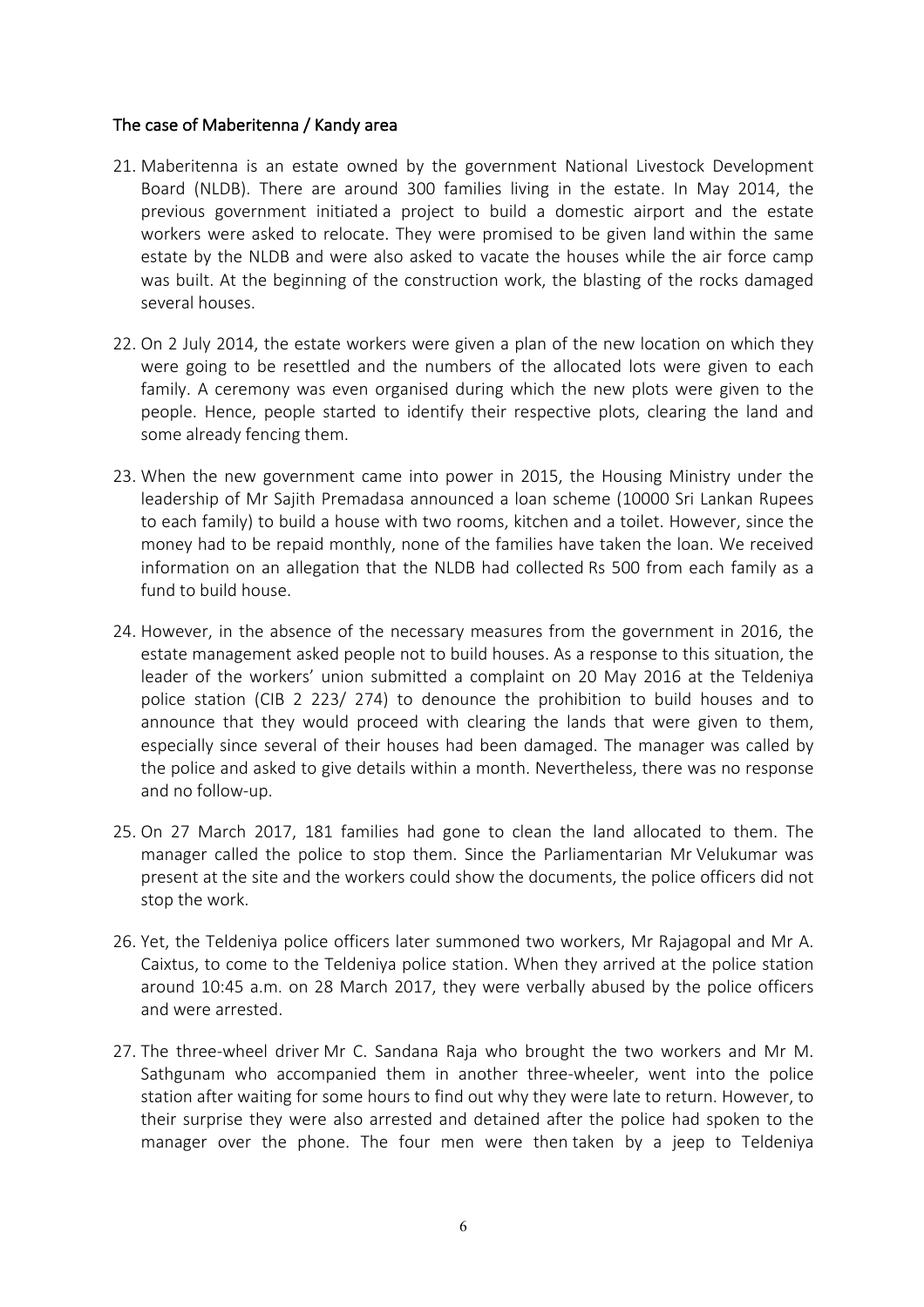## The case of Maberitenna / Kandy area

21. Maberitenna is an estate owned by the government National Livestock Development Board (NLDB). There are around 300 families living in the estate. In May 2014, the previous government initiated a project to build a domestic airport and the estate workers were asked to relocate. They were promised to be given land within the same estate by the NLDB and were also asked to vacate the houses while the air force camp was built. At the beginning of the construction work, the blasting of the rocks damaged several houses.

22. On 2 July 2014, the estate workers were given a plan of the new location on which they were going to be resettled and the numbers of the allocated lots were given to each family. A ceremony was even organised during which the new plots were given to the people. Hence, people started to identify their respective plots, clearing the land and some already fencing them.

23. When the new government came into power in 2015, the Housing Ministry under the leadership of Mr Sajith Premadasa announced a loan scheme (10000 Sri Lankan Rupees to each family) to build a house with two rooms, kitchen and a toilet. However, since the money had to be repaid monthly, none of the families have taken the loan. We received information on an allegation that the NLDB had collected Rs 500 from each family as a fund to build house.

24. However, in the absence of the necessary measures from the government in 2016, the estate management asked people not to build houses. As a response to this situation, the leader of the workers' union submitted a complaint on 20 May 2016 at the Teldeniya police station (CIB 2 223/ 274) to denounce the prohibition to build houses and to announce that they would proceed with clearing the lands that were given to them, especially since several of their houses had been damaged. The manager was called by the police and asked to give details within a month. Nevertheless, there was no response and no follow-up.

25. On 27 March 2017, 181 families had gone to clean the land allocated to them. The manager called the police to stop them. Since the Parliamentarian Mr Velukumar was present at the site and the workers could show the documents, the police officers did not stop the work.

26. Yet, the Teldeniya police officers later summoned two workers, Mr Rajagopal and Mr A. Caixtus, to come to the Teldeniya police station. When they arrived at the police station around 10:45 a.m. on 28 March 2017, they were verbally abused by the police officers and were arrested.

27. The three-wheel driver Mr C. Sandana Raja who brought the two workers and Mr M. Sathgunam who accompanied them in another three-wheeler, went into the police station after waiting for some hours to find out why they were late to return. However, to their surprise they were also arrested and detained after the police had spoken to the manager over the phone. The four men were then taken by a jeep to Teldeniya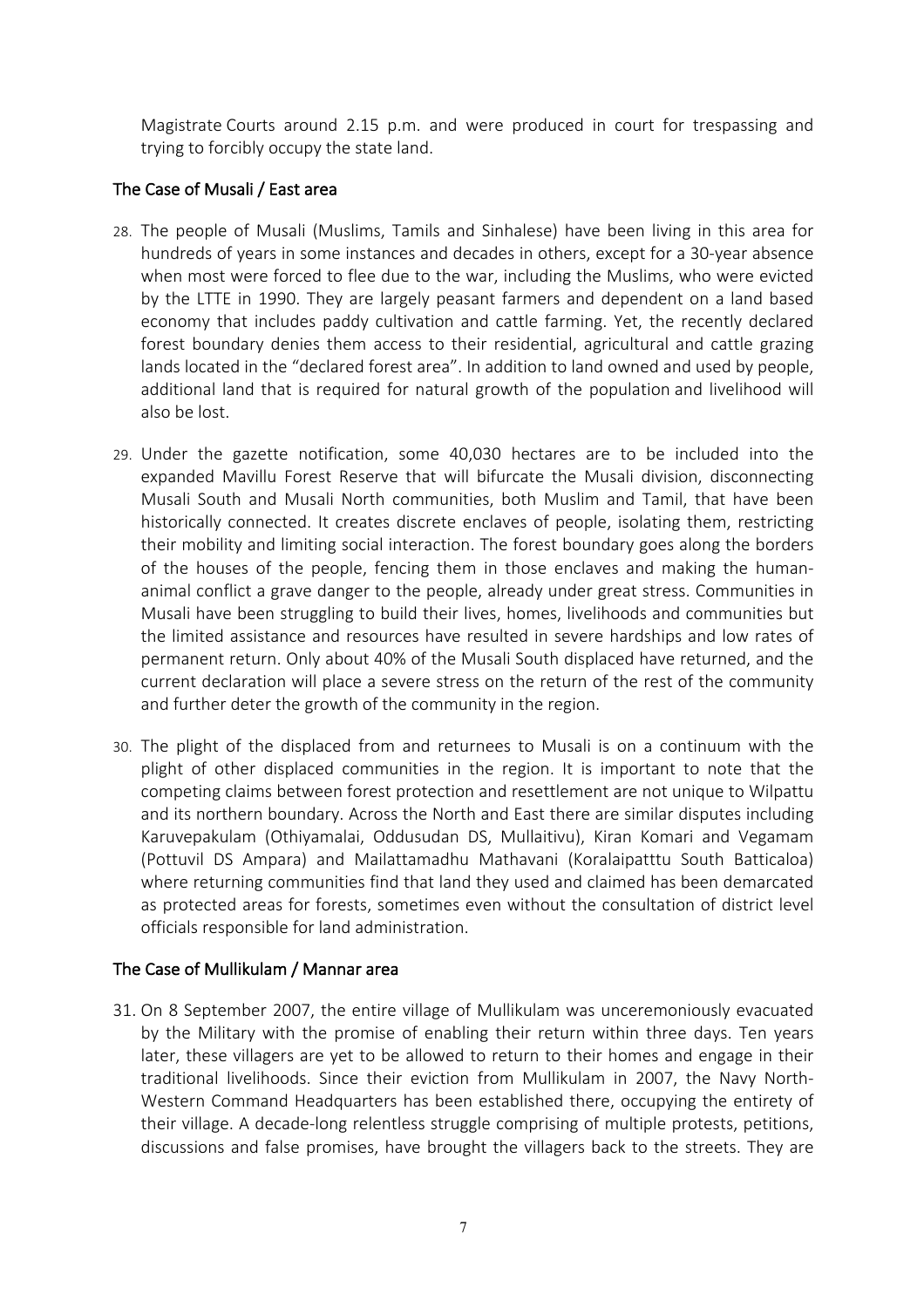Magistrate Courts around 2.15 p.m. and were produced in court for trespassing and trying to forcibly occupy the state land.

### The Case of Musali / East area

28. The people of Musali (Muslims, Tamils and Sinhalese) have been living in this area for hundreds of years in some instances and decades in others, except for a 30-year absence when most were forced to flee due to the war, including the Muslims, who were evicted by the LTTE in 1990. They are largely peasant farmers and dependent on a land based economy that includes paddy cultivation and cattle farming. Yet, the recently declared forest boundary denies them access to their residential, agricultural and cattle grazing lands located in the "declared forest area". In addition to land owned and used by people, additional land that is required for natural growth of the population and livelihood will also be lost.

29. Under the gazette notification, some 40,030 hectares are to be included into the expanded Mavillu Forest Reserve that will bifurcate the Musali division, disconnecting Musali South and Musali North communities, both Muslim and Tamil, that have been historically connected. It creates discrete enclaves of people, isolating them, restricting their mobility and limiting social interaction. The forest boundary goes along the borders of the houses of the people, fencing them in those enclaves and making the human-animal conflict a grave danger to the people, already under great stress. Communities in Musali have been struggling to build their lives, homes, livelihoods and communities but the limited assistance and resources have resulted in severe hardships and low rates of permanent return. Only about 40% of the Musali South displaced have returned, and the current declaration will place a severe stress on the return of the rest of the community and further deter the growth of the community in the region.

30. The plight of the displaced from and returnees to Musali is on a continuum with the plight of other displaced communities in the region. It is important to note that the competing claims between forest protection and resettlement are not unique to Wilpattu and its northern boundary. Across the North and East there are similar disputes including Karuvepakulam (Othiyamalai, Oddusudan DS, Mullaitivu), Kiran Komari and Vegamam (Pottuvil DS Ampara) and Mailattamadhu Mathavani (Koralaipatttu South Batticaloa) where returning communities find that land they used and claimed has been demarcated as protected areas for forests, sometimes even without the consultation of district level officials responsible for land administration.

### The Case of Mullikulam / Mannar area

31. On 8 September 2007, the entire village of Mullikulam was unceremoniously evacuated by the Military with the promise of enabling their return within three days. Ten years later, these villagers are yet to be allowed to return to their homes and engage in their traditional livelihoods. Since their eviction from Mullikulam in 2007, the Navy North-Western Command Headquarters has been established there, occupying the entirety of their village. A decade-long relentless struggle comprising of multiple protests, petitions, discussions and false promises, have brought the villagers back to the streets. They are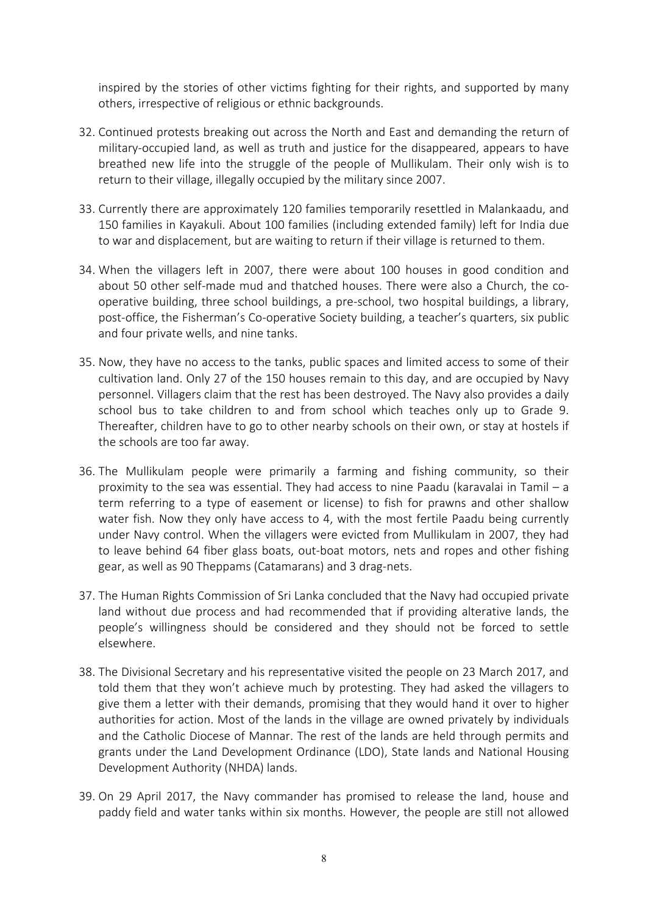inspired by the stories of other victims fighting for their rights, and supported by many others, irrespective of religious or ethnic backgrounds.

32. Continued protests breaking out across the North and East and demanding the return of military-occupied land, as well as truth and justice for the disappeared, appears to have breathed new life into the struggle of the people of Mullikulam. Their only wish is to return to their village, illegally occupied by the military since 2007.

33. Currently there are approximately 120 families temporarily resettled in Malankaadu, and 150 families in Kayakuli. About 100 families (including extended family) left for India due to war and displacement, but are waiting to return if their village is returned to them.

34. When the villagers left in 2007, there were about 100 houses in good condition and about 50 other self-made mud and thatched houses. There were also a Church, the co-operative building, three school buildings, a pre-school, two hospital buildings, a library, post-office, the Fisherman's Co-operative Society building, a teacher's quarters, six public and four private wells, and nine tanks.

35. Now, they have no access to the tanks, public spaces and limited access to some of their cultivation land. Only 27 of the 150 houses remain to this day, and are occupied by Navy personnel. Villagers claim that the rest has been destroyed. The Navy also provides a daily school bus to take children to and from school which teaches only up to Grade 9. Thereafter, children have to go to other nearby schools on their own, or stay at hostels if the schools are too far away.

36. The Mullikulam people were primarily a farming and fishing community, so their proximity to the sea was essential. They had access to nine Paadu (karavalai in Tamil – a term referring to a type of easement or license) to fish for prawns and other shallow water fish. Now they only have access to 4, with the most fertile Paadu being currently under Navy control. When the villagers were evicted from Mullikulam in 2007, they had to leave behind 64 fiber glass boats, out-boat motors, nets and ropes and other fishing gear, as well as 90 Theppams (Catamarans) and 3 drag-nets.

37. The Human Rights Commission of Sri Lanka concluded that the Navy had occupied private land without due process and had recommended that if providing alterative lands, the people's willingness should be considered and they should not be forced to settle elsewhere.

38. The Divisional Secretary and his representative visited the people on 23 March 2017, and told them that they won't achieve much by protesting. They had asked the villagers to give them a letter with their demands, promising that they would hand it over to higher authorities for action. Most of the lands in the village are owned privately by individuals and the Catholic Diocese of Mannar. The rest of the lands are held through permits and grants under the Land Development Ordinance (LDO), State lands and National Housing Development Authority (NHDA) lands.

39. On 29 April 2017, the Navy commander has promised to release the land, house and paddy field and water tanks within six months. However, the people are still not allowed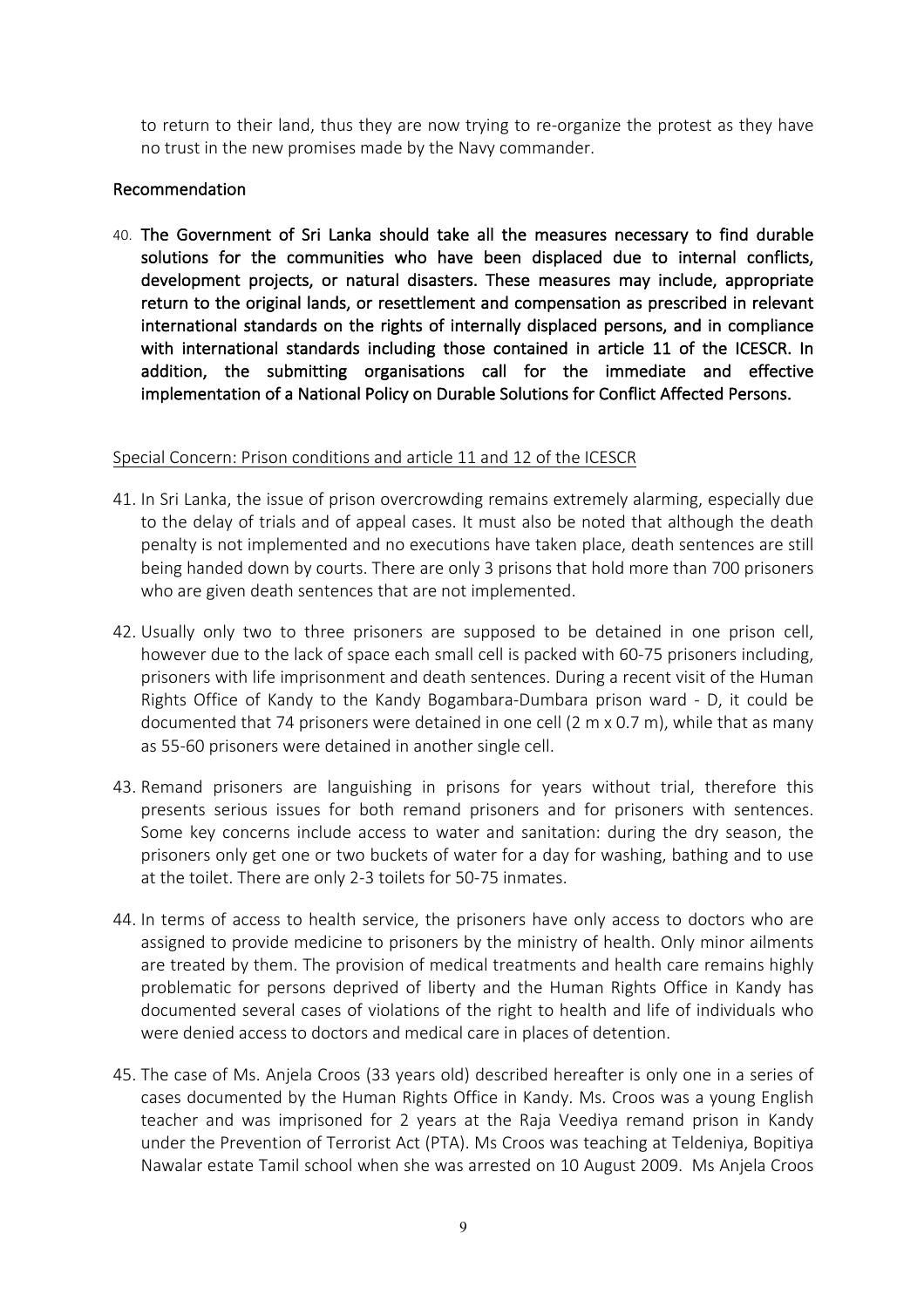to return to their land, thus they are now trying to re-organize the protest as they have no trust in the new promises made by the Navy commander.

## Recommendation

40. **The Government of Sri Lanka should take all the measures necessary to find durable solutions for the communities who have been displaced due to internal conflicts, development projects, or natural disasters. These measures may include, appropriate return to the original lands, or resettlement and compensation as prescribed in relevant international standards on the rights of internally displaced persons, and in compliance with international standards including those contained in article 11 of the ICESCR. In addition, the submitting organisations call for the immediate and effective implementation of a National Policy on Durable Solutions for Conflict Affected Persons.**

## Special Concern: Prison conditions and article 11 and 12 of the ICESCR

41. In Sri Lanka, the issue of prison overcrowding remains extremely alarming, especially due to the delay of trials and of appeal cases. It must also be noted that although the death penalty is not implemented and no executions have taken place, death sentences are still being handed down by courts. There are only 3 prisons that hold more than 700 prisoners who are given death sentences that are not implemented.

42. Usually only two to three prisoners are supposed to be detained in one prison cell, however due to the lack of space each small cell is packed with 60-75 prisoners including, prisoners with life imprisonment and death sentences. During a recent visit of the Human Rights Office of Kandy to the Kandy Bogambara-Dumbara prison ward - D, it could be documented that 74 prisoners were detained in one cell (2 m x 0.7 m), while that as many as 55-60 prisoners were detained in another single cell.

43. Remand prisoners are languishing in prisons for years without trial, therefore this presents serious issues for both remand prisoners and for prisoners with sentences. Some key concerns include access to water and sanitation: during the dry season, the prisoners only get one or two buckets of water for a day for washing, bathing and to use at the toilet. There are only 2-3 toilets for 50-75 inmates.

44. In terms of access to health service, the prisoners have only access to doctors who are assigned to provide medicine to prisoners by the ministry of health. Only minor ailments are treated by them. The provision of medical treatments and health care remains highly problematic for persons deprived of liberty and the Human Rights Office in Kandy has documented several cases of violations of the right to health and life of individuals who were denied access to doctors and medical care in places of detention.

45. The case of Ms. Anjela Croos (33 years old) described hereafter is only one in a series of cases documented by the Human Rights Office in Kandy. Ms. Croos was a young English teacher and was imprisoned for 2 years at the Raja Veediya remand prison in Kandy under the Prevention of Terrorist Act (PTA). Ms Croos was teaching at Teldeniya, Bopitiya Nawalar estate Tamil school when she was arrested on 10 August 2009. Ms Anjela Croos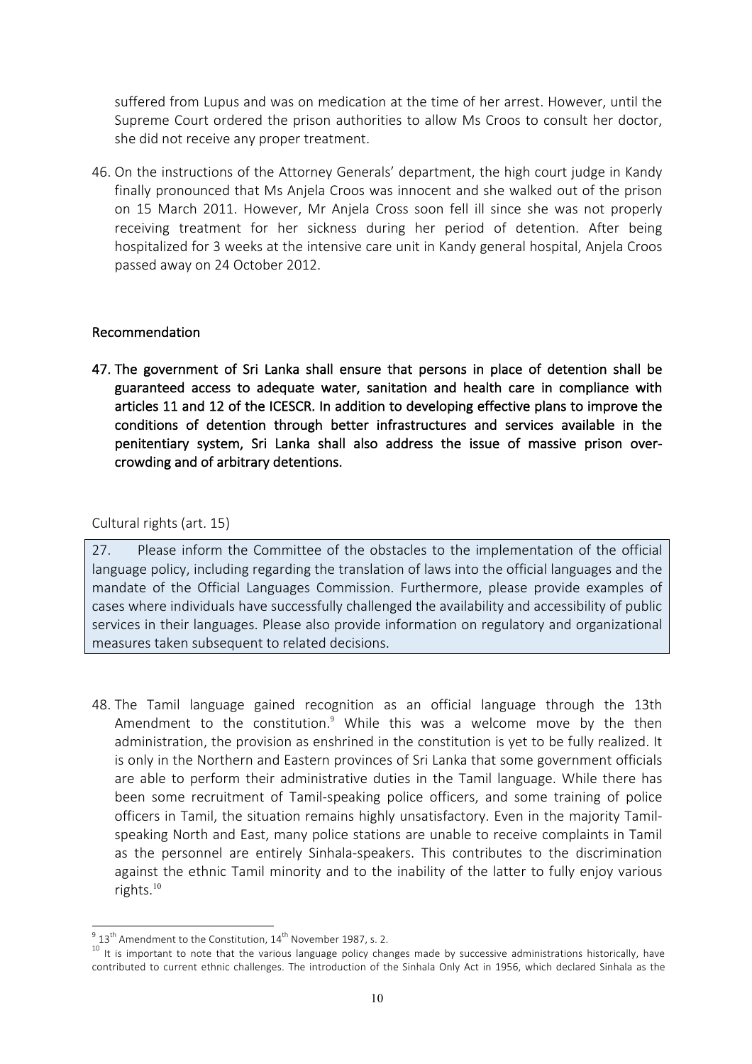suffered from Lupus and was on medication at the time of her arrest. However, until the Supreme Court ordered the prison authorities to allow Ms Croos to consult her doctor, she did not receive any proper treatment.

46. On the instructions of the Attorney Generals' department, the high court judge in Kandy finally pronounced that Ms Anjela Croos was innocent and she walked out of the prison on 15 March 2011. However, Mr Anjela Cross soon fell ill since she was not properly receiving treatment for her sickness during her period of detention. After being hospitalized for 3 weeks at the intensive care unit in Kandy general hospital, Anjela Croos passed away on 24 October 2012.

#### Recommendation

**47. The government of Sri Lanka shall ensure that persons in place of detention shall be guaranteed access to adequate water, sanitation and health care in compliance with articles 11 and 12 of the ICESCR. In addition to developing effective plans to improve the conditions of detention through better infrastructures and services available in the penitentiary system, Sri Lanka shall also address the issue of massive prison over-crowding and of arbitrary detentions.**

### Cultural rights (art. 15)

> 27. Please inform the Committee of the obstacles to the implementation of the official language policy, including regarding the translation of laws into the official languages and the mandate of the Official Languages Commission. Furthermore, please provide examples of cases where individuals have successfully challenged the availability and accessibility of public services in their languages. Please also provide information on regulatory and organizational measures taken subsequent to related decisions.

48. The Tamil language gained recognition as an official language through the 13th Amendment to the constitution.[9] While this was a welcome move by the then administration, the provision as enshrined in the constitution is yet to be fully realized. It is only in the Northern and Eastern provinces of Sri Lanka that some government officials are able to perform their administrative duties in the Tamil language. While there has been some recruitment of Tamil-speaking police officers, and some training of police officers in Tamil, the situation remains highly unsatisfactory. Even in the majority Tamil-speaking North and East, many police stations are unable to receive complaints in Tamil as the personnel are entirely Sinhala-speakers. This contributes to the discrimination against the ethnic Tamil minority and to the inability of the latter to fully enjoy various rights.[10]

---

[9] 13th Amendment to the Constitution, 14th November 1987, s. 2.

[10] It is important to note that the various language policy changes made by successive administrations historically, have contributed to current ethnic challenges. The introduction of the Sinhala Only Act in 1956, which declared Sinhala as the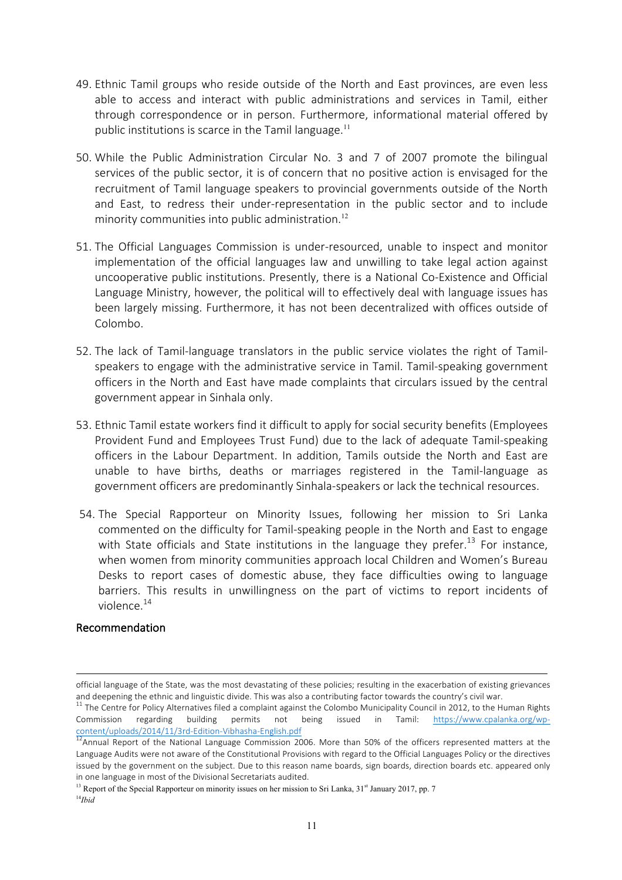49. Ethnic Tamil groups who reside outside of the North and East provinces, are even less able to access and interact with public administrations and services in Tamil, either through correspondence or in person. Furthermore, informational material offered by public institutions is scarce in the Tamil language.[11]

50. While the Public Administration Circular No. 3 and 7 of 2007 promote the bilingual services of the public sector, it is of concern that no positive action is envisaged for the recruitment of Tamil language speakers to provincial governments outside of the North and East, to redress their under-representation in the public sector and to include minority communities into public administration.[12]

51. The Official Languages Commission is under-resourced, unable to inspect and monitor implementation of the official languages law and unwilling to take legal action against uncooperative public institutions. Presently, there is a National Co-Existence and Official Language Ministry, however, the political will to effectively deal with language issues has been largely missing. Furthermore, it has not been decentralized with offices outside of Colombo.

52. The lack of Tamil-language translators in the public service violates the right of Tamil-speakers to engage with the administrative service in Tamil. Tamil-speaking government officers in the North and East have made complaints that circulars issued by the central government appear in Sinhala only.

53. Ethnic Tamil estate workers find it difficult to apply for social security benefits (Employees Provident Fund and Employees Trust Fund) due to the lack of adequate Tamil-speaking officers in the Labour Department. In addition, Tamils outside the North and East are unable to have births, deaths or marriages registered in the Tamil-language as government officers are predominantly Sinhala-speakers or lack the technical resources.

54. The Special Rapporteur on Minority Issues, following her mission to Sri Lanka commented on the difficulty for Tamil-speaking people in the North and East to engage with State officials and State institutions in the language they prefer.[13] For instance, when women from minority communities approach local Children and Women's Bureau Desks to report cases of domestic abuse, they face difficulties owing to language barriers. This results in unwillingness on the part of victims to report incidents of violence.[14]

## Recommendation

---

official language of the State, was the most devastating of these policies; resulting in the exacerbation of existing grievances and deepening the ethnic and linguistic divide. This was also a contributing factor towards the country's civil war.

[11] The Centre for Policy Alternatives filed a complaint against the Colombo Municipality Council in 2012, to the Human Rights Commission regarding building permits not being issued in Tamil: https://www.cpalanka.org/wp-content/uploads/2014/11/3rd-Edition-Vibhasha-English.pdf

[12] Annual Report of the National Language Commission 2006. More than 50% of the officers represented matters at the Language Audits were not aware of the Constitutional Provisions with regard to the Official Languages Policy or the directives issued by the government on the subject. Due to this reason name boards, sign boards, direction boards etc. appeared only in one language in most of the Divisional Secretariats audited.

[13] Report of the Special Rapporteur on minority issues on her mission to Sri Lanka, 31st January 2017, pp. 7

[14] *Ibid*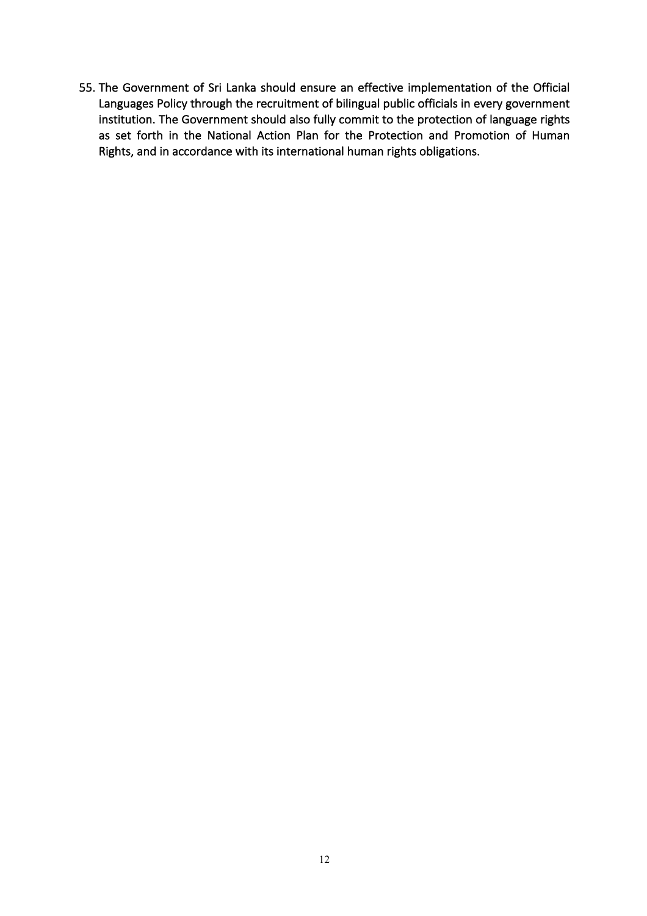55. The Government of Sri Lanka should ensure an effective implementation of the Official Languages Policy through the recruitment of bilingual public officials in every government institution. The Government should also fully commit to the protection of language rights as set forth in the National Action Plan for the Protection and Promotion of Human Rights, and in accordance with its international human rights obligations.